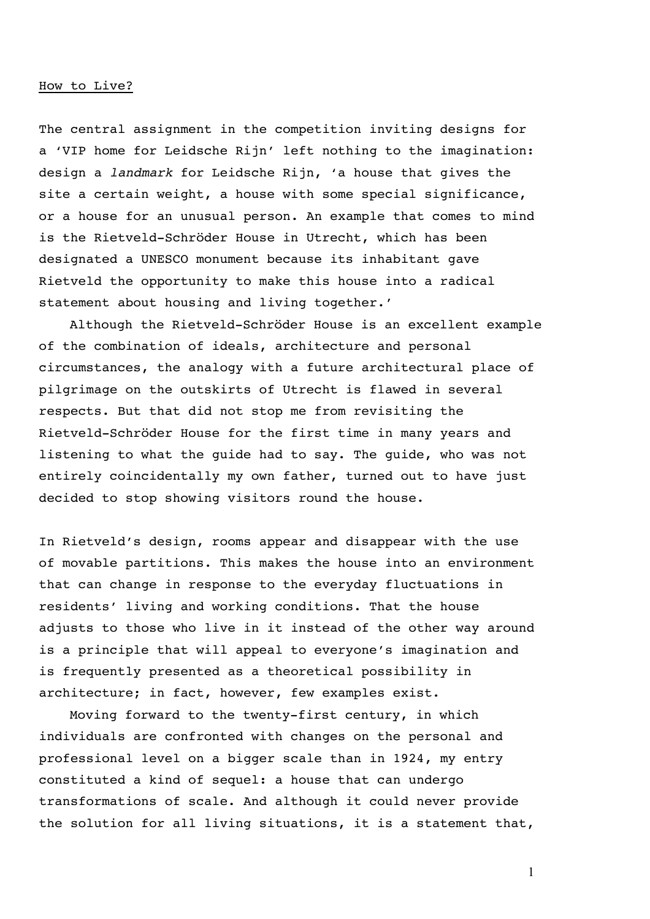How to Live?

The central assignment in the competition inviting designs for a ‘VIP home for Leidsche Rijn’ left nothing to the imagination: design a *landmark* for Leidsche Rijn, ‘a house that gives the site a certain weight, a house with some special significance, or a house for an unusual person. An example that comes to mind is the Rietveld-Schröder House in Utrecht, which has been designated a UNESCO monument because its inhabitant gave Rietveld the opportunity to make this house into a radical statement about housing and living together.’

Although the Rietveld-Schröder House is an excellent example of the combination of ideals, architecture and personal circumstances, the analogy with a future architectural place of pilgrimage on the outskirts of Utrecht is flawed in several respects. But that did not stop me from revisiting the Rietveld-Schröder House for the first time in many years and listening to what the guide had to say. The guide, who was not entirely coincidentally my own father, turned out to have just decided to stop showing visitors round the house.

In Rietveld’s design, rooms appear and disappear with the use of movable partitions. This makes the house into an environment that can change in response to the everyday fluctuations in residents’ living and working conditions. That the house adjusts to those who live in it instead of the other way around is a principle that will appeal to everyone’s imagination and is frequently presented as a theoretical possibility in architecture; in fact, however, few examples exist.

Moving forward to the twenty-first century, in which individuals are confronted with changes on the personal and professional level on a bigger scale than in 1924, my entry constituted a kind of sequel: a house that can undergo transformations of scale. And although it could never provide the solution for all living situations, it is a statement that,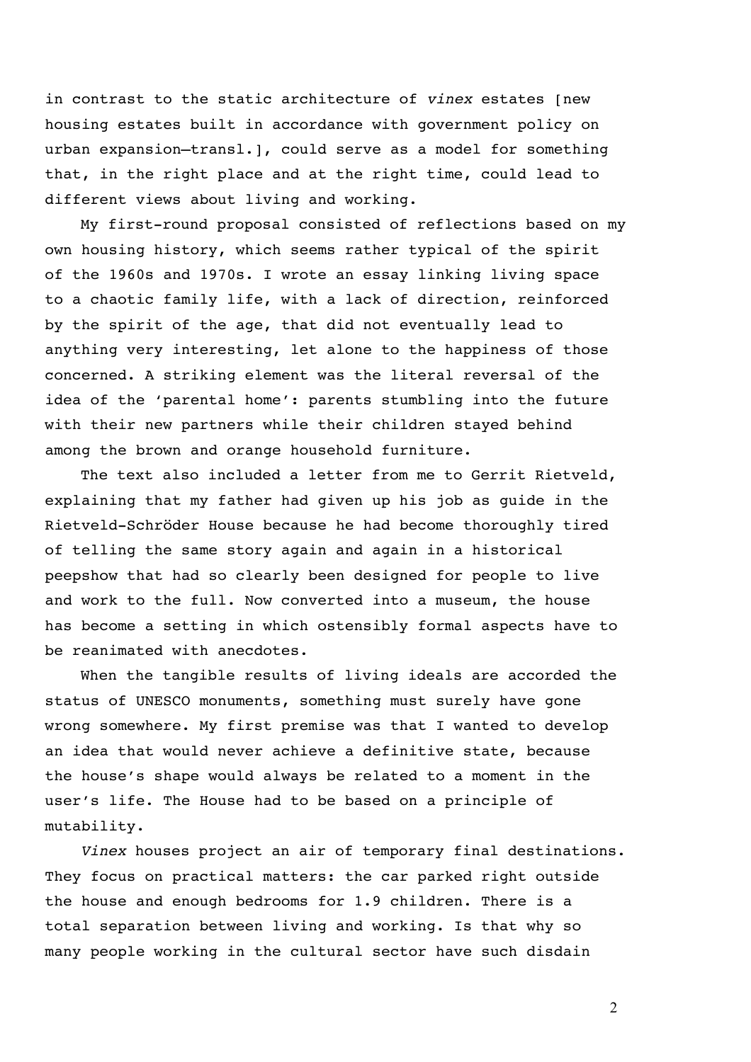in contrast to the static architecture of *vinex* estates [new housing estates built in accordance with government policy on urban expansion—transl.], could serve as a model for something that, in the right place and at the right time, could lead to different views about living and working.

My first-round proposal consisted of reflections based on my own housing history, which seems rather typical of the spirit of the 1960s and 1970s. I wrote an essay linking living space to a chaotic family life, with a lack of direction, reinforced by the spirit of the age, that did not eventually lead to anything very interesting, let alone to the happiness of those concerned. A striking element was the literal reversal of the idea of the 'parental home': parents stumbling into the future with their new partners while their children stayed behind among the brown and orange household furniture.

The text also included a letter from me to Gerrit Rietveld, explaining that my father had given up his job as guide in the Rietveld-Schröder House because he had become thoroughly tired of telling the same story again and again in a historical peepshow that had so clearly been designed for people to live and work to the full. Now converted into a museum, the house has become a setting in which ostensibly formal aspects have to be reanimated with anecdotes.

When the tangible results of living ideals are accorded the status of UNESCO monuments, something must surely have gone wrong somewhere. My first premise was that I wanted to develop an idea that would never achieve a definitive state, because the house's shape would always be related to a moment in the user's life. The House had to be based on a principle of mutability.

*Vinex* houses project an air of temporary final destinations. They focus on practical matters: the car parked right outside the house and enough bedrooms for 1.9 children. There is a total separation between living and working. Is that why so many people working in the cultural sector have such disdain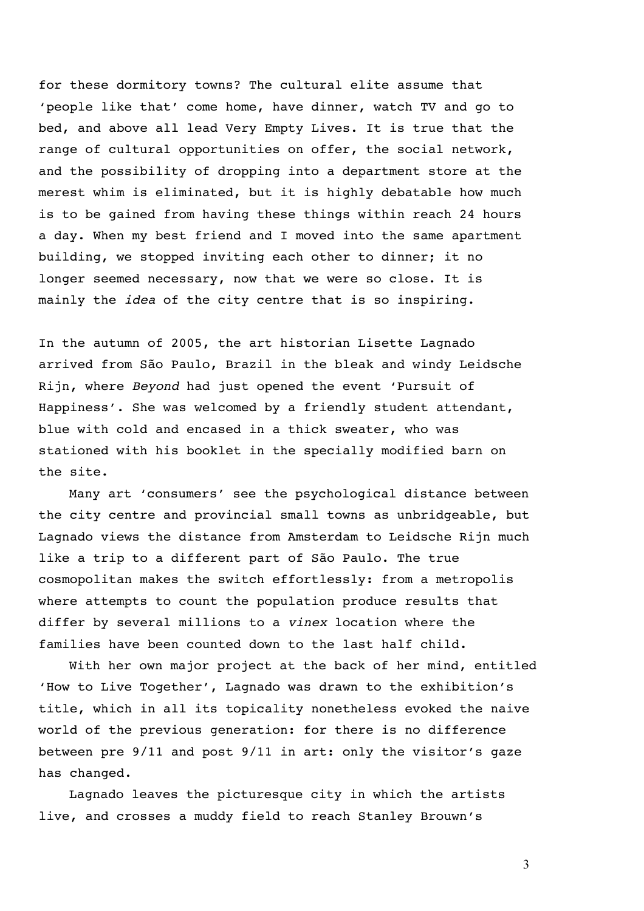for these dormitory towns? The cultural elite assume that 'people like that' come home, have dinner, watch TV and go to bed, and above all lead Very Empty Lives. It is true that the range of cultural opportunities on offer, the social network, and the possibility of dropping into a department store at the merest whim is eliminated, but it is highly debatable how much is to be gained from having these things within reach 24 hours a day. When my best friend and I moved into the same apartment building, we stopped inviting each other to dinner; it no longer seemed necessary, now that we were so close. It is mainly the *idea* of the city centre that is so inspiring.

In the autumn of 2005, the art historian Lisette Lagnado arrived from São Paulo, Brazil in the bleak and windy Leidsche Rijn, where *Beyond* had just opened the event 'Pursuit of Happiness'. She was welcomed by a friendly student attendant, blue with cold and encased in a thick sweater, who was stationed with his booklet in the specially modified barn on the site.

Many art 'consumers' see the psychological distance between the city centre and provincial small towns as unbridgeable, but Lagnado views the distance from Amsterdam to Leidsche Rijn much like a trip to a different part of São Paulo. The true cosmopolitan makes the switch effortlessly: from a metropolis where attempts to count the population produce results that differ by several millions to a *vinex* location where the families have been counted down to the last half child.

With her own major project at the back of her mind, entitled 'How to Live Together', Lagnado was drawn to the exhibition's title, which in all its topicality nonetheless evoked the naive world of the previous generation: for there is no difference between pre 9/11 and post 9/11 in art: only the visitor's gaze has changed.

Lagnado leaves the picturesque city in which the artists live, and crosses a muddy field to reach Stanley Brouwn's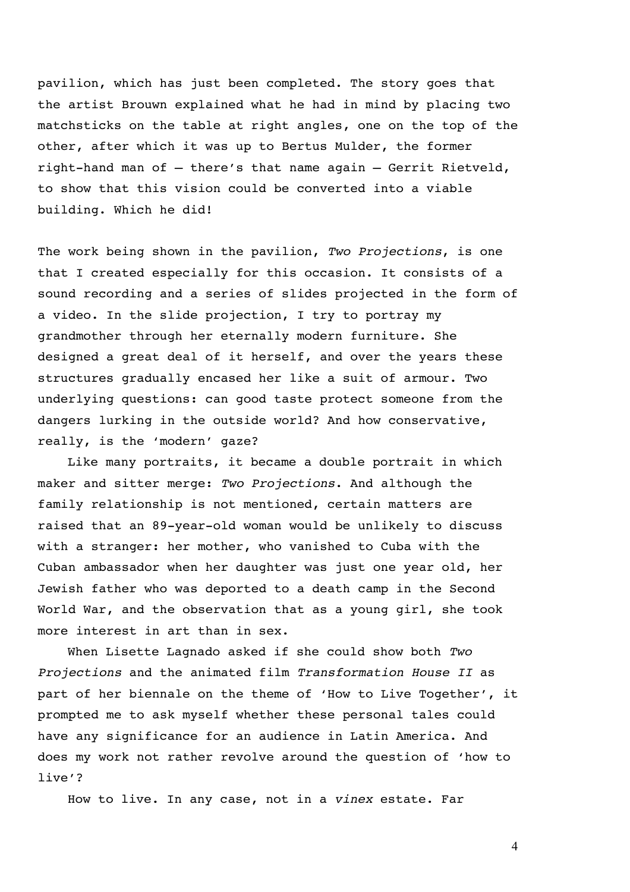pavilion, which has just been completed. The story goes that the artist Brouwn explained what he had in mind by placing two matchsticks on the table at right angles, one on the top of the other, after which it was up to Bertus Mulder, the former right-hand man of – there's that name again – Gerrit Rietveld, to show that this vision could be converted into a viable building. Which he did!

The work being shown in the pavilion, *Two Projections*, is one that I created especially for this occasion. It consists of a sound recording and a series of slides projected in the form of a video. In the slide projection, I try to portray my grandmother through her eternally modern furniture. She designed a great deal of it herself, and over the years these structures gradually encased her like a suit of armour. Two underlying questions: can good taste protect someone from the dangers lurking in the outside world? And how conservative, really, is the 'modern' gaze?

Like many portraits, it became a double portrait in which maker and sitter merge: *Two Projections*. And although the family relationship is not mentioned, certain matters are raised that an 89-year-old woman would be unlikely to discuss with a stranger: her mother, who vanished to Cuba with the Cuban ambassador when her daughter was just one year old, her Jewish father who was deported to a death camp in the Second World War, and the observation that as a young girl, she took more interest in art than in sex.

When Lisette Lagnado asked if she could show both *Two Projections* and the animated film *Transformation House II* as part of her biennale on the theme of 'How to Live Together', it prompted me to ask myself whether these personal tales could have any significance for an audience in Latin America. And does my work not rather revolve around the question of 'how to live'?

How to live. In any case, not in a *vinex* estate. Far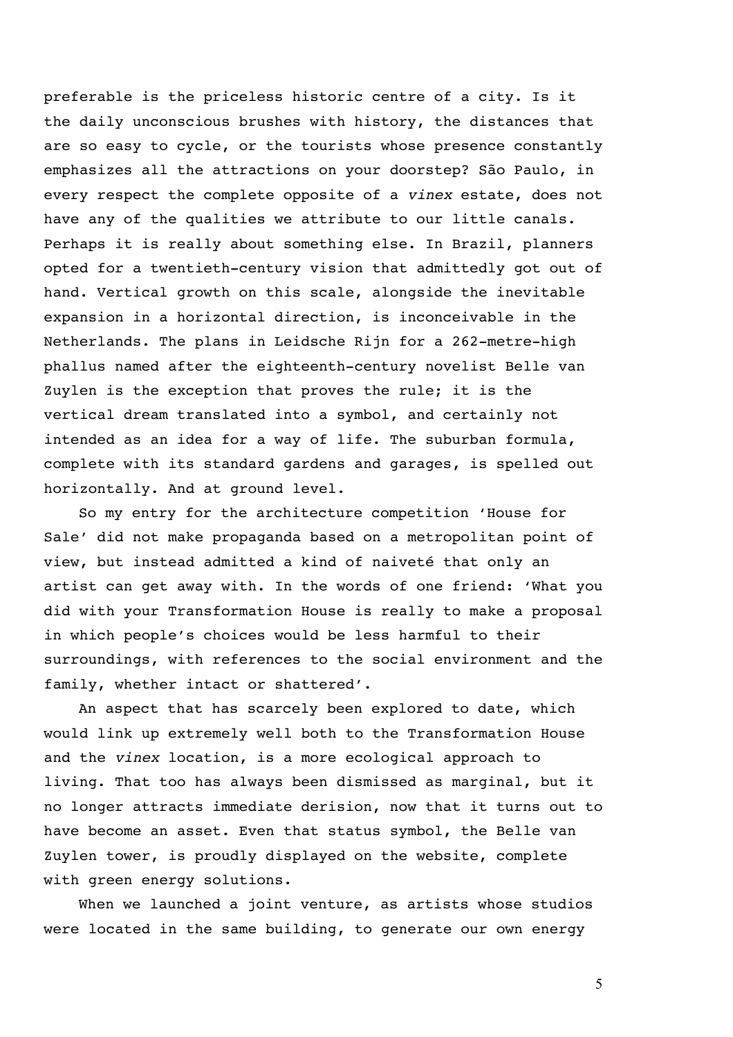preferable is the priceless historic centre of a city. Is it the daily unconscious brushes with history, the distances that are so easy to cycle, or the tourists whose presence constantly emphasizes all the attractions on your doorstep? São Paulo, in every respect the complete opposite of a *vinex* estate, does not have any of the qualities we attribute to our little canals. Perhaps it is really about something else. In Brazil, planners opted for a twentieth-century vision that admittedly got out of hand. Vertical growth on this scale, alongside the inevitable expansion in a horizontal direction, is inconceivable in the Netherlands. The plans in Leidsche Rijn for a 262-metre-high phallus named after the eighteenth-century novelist Belle van Zuylen is the exception that proves the rule; it is the vertical dream translated into a symbol, and certainly not intended as an idea for a way of life. The suburban formula, complete with its standard gardens and garages, is spelled out horizontally. And at ground level.

So my entry for the architecture competition 'House for Sale' did not make propaganda based on a metropolitan point of view, but instead admitted a kind of naiveté that only an artist can get away with. In the words of one friend: 'What you did with your Transformation House is really to make a proposal in which people's choices would be less harmful to their surroundings, with references to the social environment and the family, whether intact or shattered'.

An aspect that has scarcely been explored to date, which would link up extremely well both to the Transformation House and the *vinex* location, is a more ecological approach to living. That too has always been dismissed as marginal, but it no longer attracts immediate derision, now that it turns out to have become an asset. Even that status symbol, the Belle van Zuylen tower, is proudly displayed on the website, complete with green energy solutions.

When we launched a joint venture, as artists whose studios were located in the same building, to generate our own energy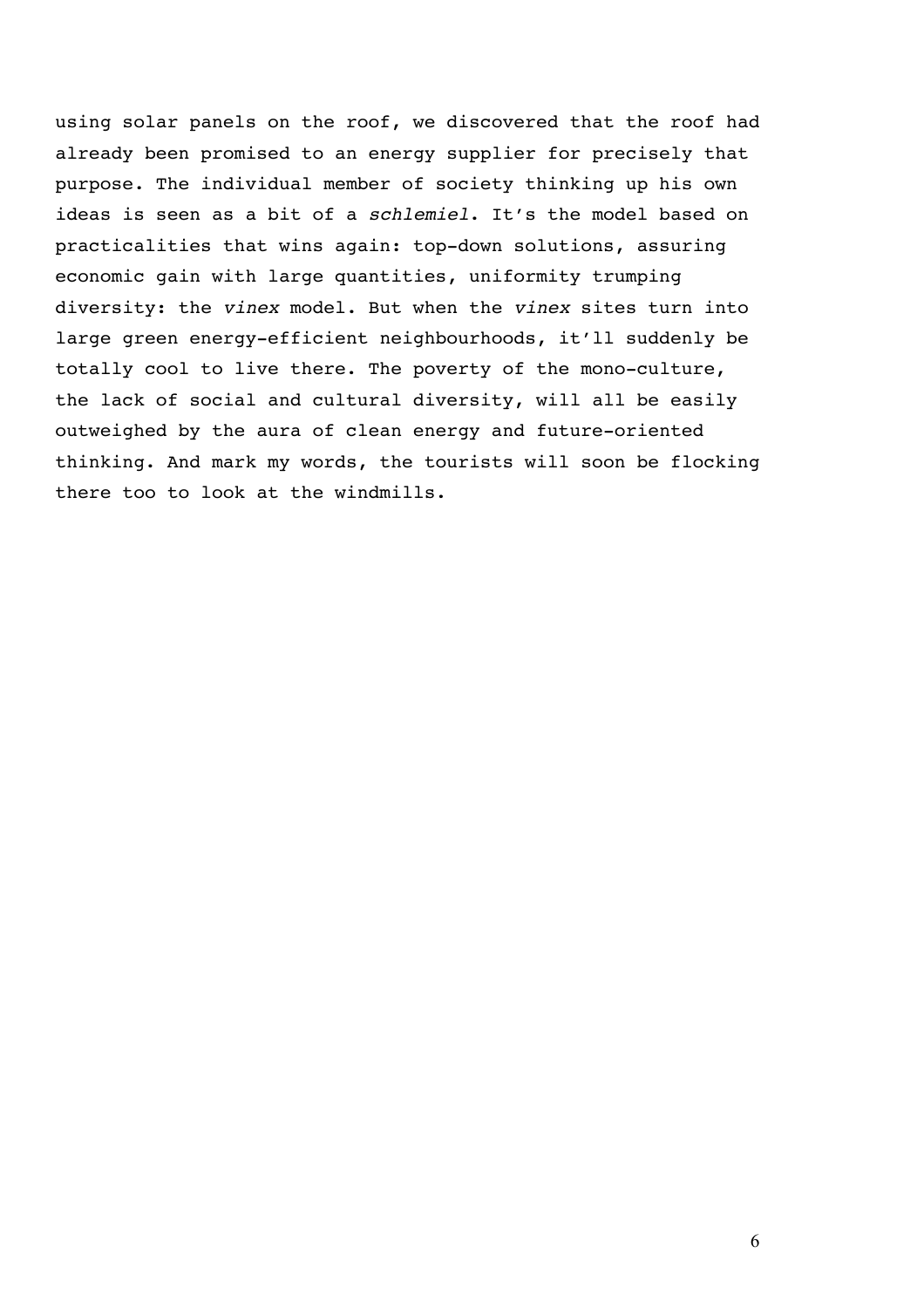using solar panels on the roof, we discovered that the roof had already been promised to an energy supplier for precisely that purpose. The individual member of society thinking up his own ideas is seen as a bit of a *schlemiel*. It's the model based on practicalities that wins again: top-down solutions, assuring economic gain with large quantities, uniformity trumping diversity: the *vinex* model. But when the *vinex* sites turn into large green energy-efficient neighbourhoods, it'll suddenly be totally cool to live there. The poverty of the mono-culture, the lack of social and cultural diversity, will all be easily outweighed by the aura of clean energy and future-oriented thinking. And mark my words, the tourists will soon be flocking there too to look at the windmills.